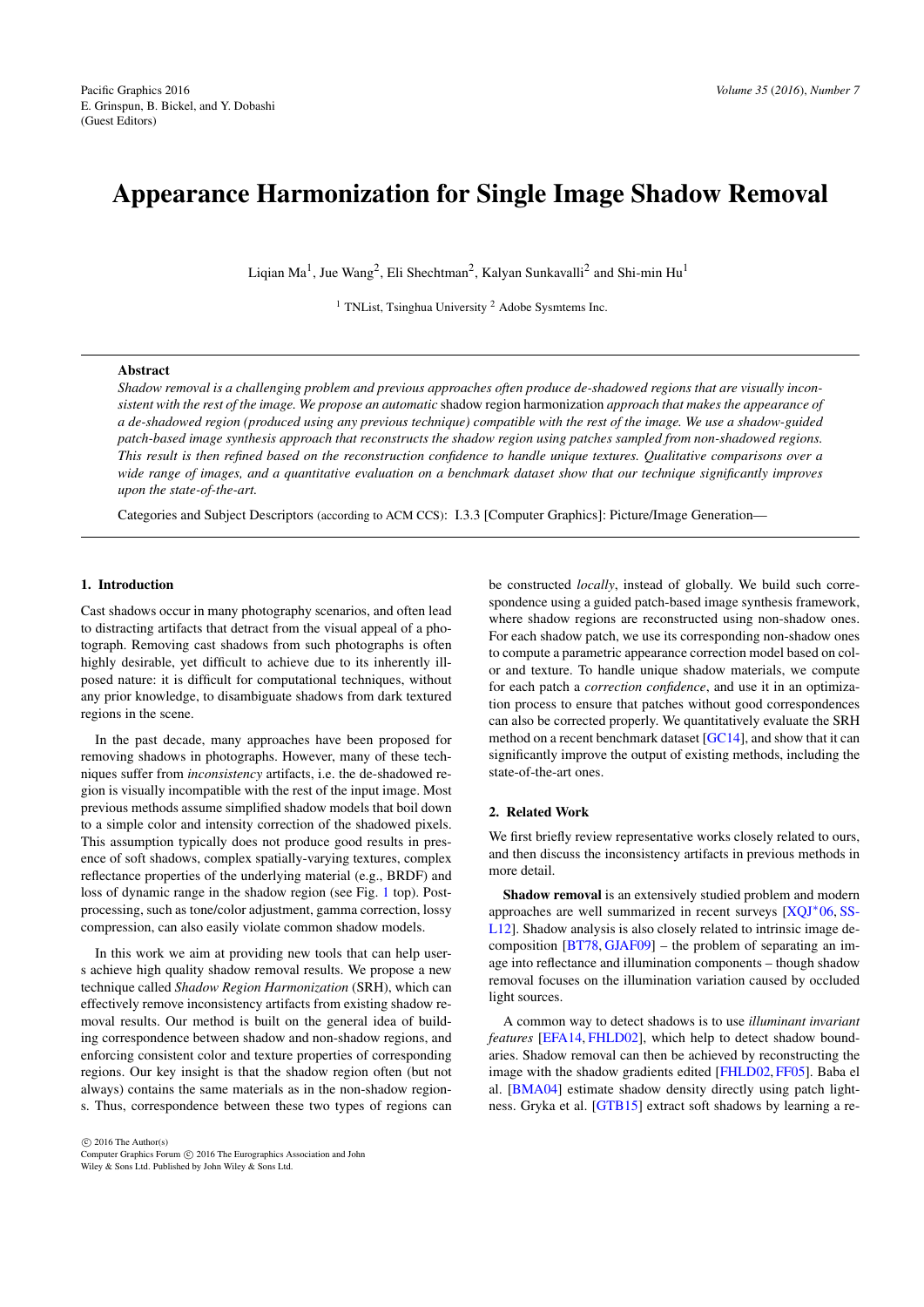# Appearance Harmonization for Single Image Shadow Removal

Liqian Ma[1], Jue Wang[2], Eli Shechtman[2], Kalyan Sunkavalli[2] and Shi-min Hu[1]

[1] TNList, Tsinghua University [2] Adobe Sysmtems Inc.

## Abstract

*Shadow removal is a challenging problem and previous approaches often produce de-shadowed regions that are visually inconsistent with the rest of the image. We propose an automatic* shadow region harmonization *approach that makes the appearance of a de-shadowed region (produced using any previous technique) compatible with the rest of the image. We use a shadow-guided patch-based image synthesis approach that reconstructs the shadow region using patches sampled from non-shadowed regions. This result is then refined based on the reconstruction confidence to handle unique textures. Qualitative comparisons over a wide range of images, and a quantitative evaluation on a benchmark dataset show that our technique significantly improves upon the state-of-the-art.*

Categories and Subject Descriptors (according to ACM CCS): I.3.3 [Computer Graphics]: Picture/Image Generation—

## 1. Introduction

Cast shadows occur in many photography scenarios, and often lead to distracting artifacts that detract from the visual appeal of a photograph. Removing cast shadows from such photographs is often highly desirable, yet difficult to achieve due to its inherently ill-posed nature: it is difficult for computational techniques, without any prior knowledge, to disambiguate shadows from dark textured regions in the scene.

In the past decade, many approaches have been proposed for removing shadows in photographs. However, many of these techniques suffer from *inconsistency* artifacts, i.e. the de-shadowed region is visually incompatible with the rest of the input image. Most previous methods assume simplified shadow models that boil down to a simple color and intensity correction of the shadowed pixels. This assumption typically does not produce good results in presence of soft shadows, complex spatially-varying textures, complex reflectance properties of the underlying material (e.g., BRDF) and loss of dynamic range in the shadow region (see Fig. 1 top). Post-processing, such as tone/color adjustment, gamma correction, lossy compression, can also easily violate common shadow models.

In this work we aim at providing new tools that can help users achieve high quality shadow removal results. We propose a new technique called *Shadow Region Harmonization* (SRH), which can effectively remove inconsistency artifacts from existing shadow removal results. Our method is built on the general idea of building correspondence between shadow and non-shadow regions, and enforcing consistent color and texture properties of corresponding regions. Our key insight is that the shadow region often (but not always) contains the same materials as in the non-shadow regions. Thus, correspondence between these two types of regions can be constructed *locally*, instead of globally. We build such correspondence using a guided patch-based image synthesis framework, where shadow regions are reconstructed using non-shadow ones. For each shadow patch, we use its corresponding non-shadow ones to compute a parametric appearance correction model based on color and texture. To handle unique shadow materials, we compute for each patch a *correction confidence*, and use it in an optimization process to ensure that patches without good correspondences can also be corrected properly. We quantitatively evaluate the SRH method on a recent benchmark dataset [GC14], and show that it can significantly improve the output of existing methods, including the state-of-the-art ones.

## 2. Related Work

We first briefly review representative works closely related to ours, and then discuss the inconsistency artifacts in previous methods in more detail.

**Shadow removal** is an extensively studied problem and modern approaches are well summarized in recent surveys [XQJ*06, SSL12]. Shadow analysis is also closely related to intrinsic image decomposition [BT78, GJAF09] – the problem of separating an image into reflectance and illumination components – though shadow removal focuses on the illumination variation caused by occluded light sources.

A common way to detect shadows is to use *illuminant invariant features* [EFA14, FHLD02], which help to detect shadow boundaries. Shadow removal can then be achieved by reconstructing the image with the shadow gradients edited [FHLD02, FF05]. Baba el al. [BMA04] estimate shadow density directly using patch lightness. Gryka et al. [GTB15] extract soft shadows by learning a re-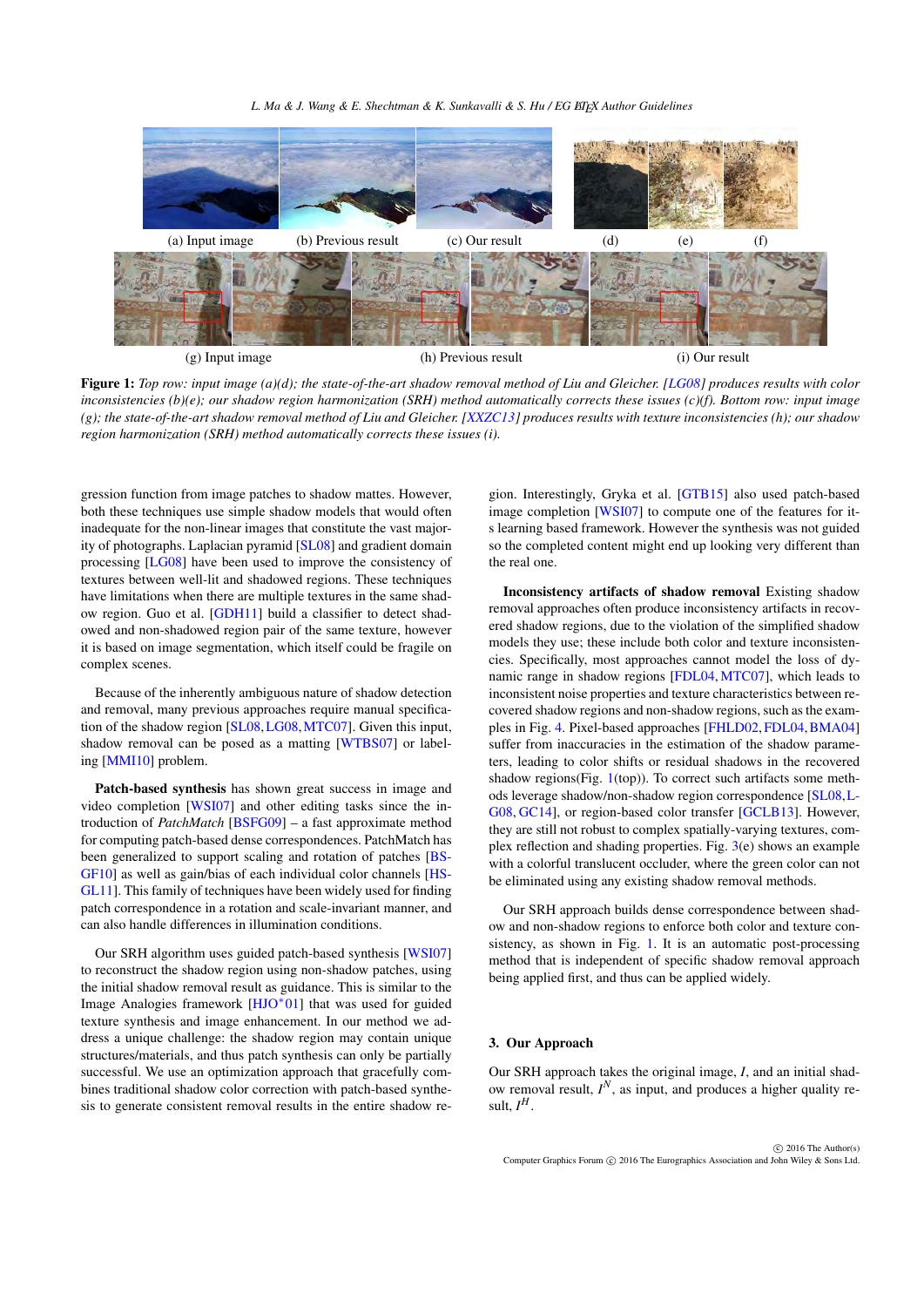(a) Input image (b) Previous result (c) Our result (d) (e) (f)

(g) Input image (h) Previous result (i) Our result

**Figure 1:** *Top row: input image (a)(d); the state-of-the-art shadow removal method of Liu and Gleicher. [LG08] produces results with color inconsistencies (b)(e); our shadow region harmonization (SRH) method automatically corrects these issues (c)(f). Bottom row: input image (g); the state-of-the-art shadow removal method of Liu and Gleicher. [XXZC13] produces results with texture inconsistencies (h); our shadow region harmonization (SRH) method automatically corrects these issues (i).*

gression function from image patches to shadow mattes. However, both these techniques use simple shadow models that would often inadequate for the non-linear images that constitute the vast majority of photographs. Laplacian pyramid [SL08] and gradient domain processing [LG08] have been used to improve the consistency of textures between well-lit and shadowed regions. These techniques have limitations when there are multiple textures in the same shadow region. Guo et al. [GDH11] build a classifier to detect shadowed and non-shadowed region pair of the same texture, however it is based on image segmentation, which itself could be fragile on complex scenes.

Because of the inherently ambiguous nature of shadow detection and removal, many previous approaches require manual specification of the shadow region [SL08, LG08, MTC07]. Given this input, shadow removal can be posed as a matting [WTBS07] or labeling [MMI10] problem.

**Patch-based synthesis** has shown great success in image and video completion [WSI07] and other editing tasks since the introduction of *PatchMatch* [BSFG09] – a fast approximate method for computing patch-based dense correspondences. PatchMatch has been generalized to support scaling and rotation of patches [BSGF10] as well as gain/bias of each individual color channels [HSGL11]. This family of techniques have been widely used for finding patch correspondence in a rotation and scale-invariant manner, and can also handle differences in illumination conditions.

Our SRH algorithm uses guided patch-based synthesis [WSI07] to reconstruct the shadow region using non-shadow patches, using the initial shadow removal result as guidance. This is similar to the Image Analogies framework [HJO*01] that was used for guided texture synthesis and image enhancement. In our method we address a unique challenge: the shadow region may contain unique structures/materials, and thus patch synthesis can only be partially successful. We use an optimization approach that gracefully combines traditional shadow color correction with patch-based synthesis to generate consistent removal results in the entire shadow region. Interestingly, Gryka et al. [GTB15] also used patch-based image completion [WSI07] to compute one of the features for its learning based framework. However the synthesis was not guided so the completed content might end up looking very different than the real one.

**Inconsistency artifacts of shadow removal** Existing shadow removal approaches often produce inconsistency artifacts in recovered shadow regions, due to the violation of the simplified shadow models they use; these include both color and texture inconsistencies. Specifically, most approaches cannot model the loss of dynamic range in shadow regions [FDL04, MTC07], which leads to inconsistent noise properties and texture characteristics between recovered shadow regions and non-shadow regions, such as the examples in Fig. 4. Pixel-based approaches [FHLD02, FDL04, BMA04] suffer from inaccuracies in the estimation of the shadow parameters, leading to color shifts or residual shadows in the recovered shadow regions(Fig. 1(top)). To correct such artifacts some methods leverage shadow/non-shadow region correspondence [SL08, LG08, GC14], or region-based color transfer [GCLB13]. However, they are still not robust to complex spatially-varying textures, complex reflection and shading properties. Fig. 3(e) shows an example with a colorful translucent occluder, where the green color can not be eliminated using any existing shadow removal methods.

Our SRH approach builds dense correspondence between shadow and non-shadow regions to enforce both color and texture consistency, as shown in Fig. 1. It is an automatic post-processing method that is independent of specific shadow removal approach being applied first, and thus can be applied widely.

## 3. Our Approach

Our SRH approach takes the original image, $I$, and an initial shadow removal result, $I^N$, as input, and produces a higher quality result, $I^H$.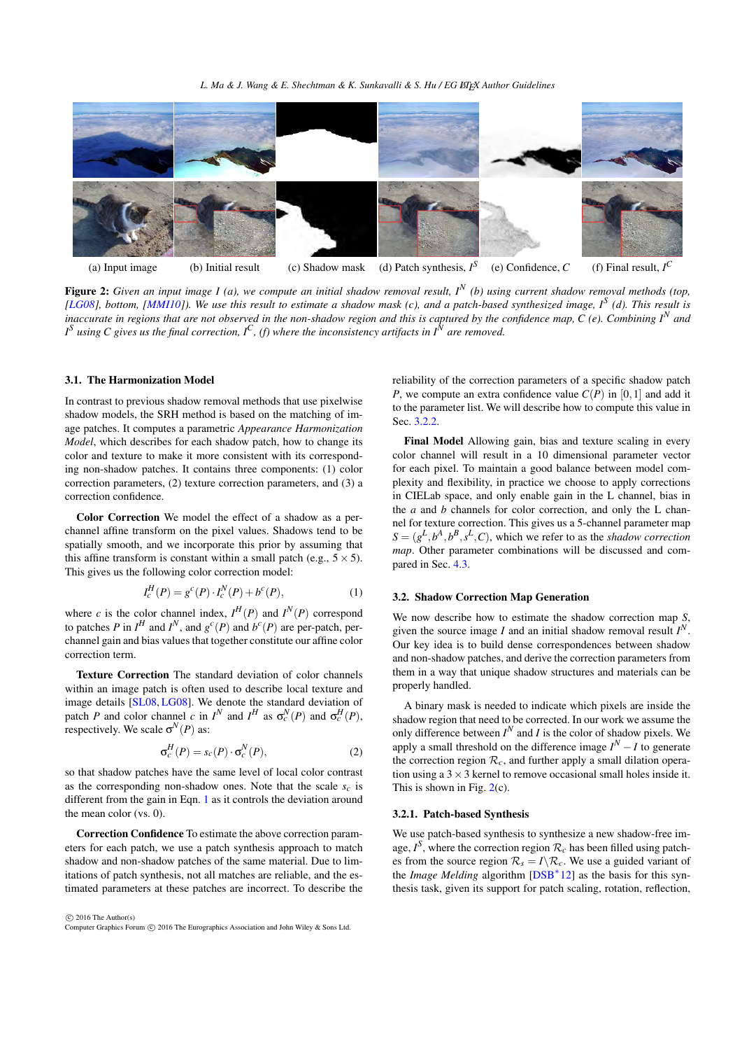(a) Input image (b) Initial result (c) Shadow mask (d) Patch synthesis, $I^S$ (e) Confidence, $C$ (f) Final result, $I^C$

**Figure 2:** *Given an input image $I$ (a), we compute an initial shadow removal result, $I^N$ (b) using current shadow removal methods (top, [LG08], bottom, [MMI10]). We use this result to estimate a shadow mask (c), and a patch-based synthesized image, $I^S$ (d). This result is inaccurate in regions that are not observed in the non-shadow region and this is captured by the confidence map, $C$ (e). Combining $I^N$ and $I^S$ using $C$ gives us the final correction, $I^C$, (f) where the inconsistency artifacts in $I^N$ are removed.*

### 3.1. The Harmonization Model

In contrast to previous shadow removal methods that use pixelwise shadow models, the SRH method is based on the matching of image patches. It computes a parametric *Appearance Harmonization Model*, which describes for each shadow patch, how to change its color and texture to make it more consistent with its corresponding non-shadow patches. It contains three components: (1) color correction parameters, (2) texture correction parameters, and (3) a correction confidence.

**Color Correction** We model the effect of a shadow as a per-channel affine transform on the pixel values. Shadows tend to be spatially smooth, and we incorporate this prior by assuming that this affine transform is constant within a small patch (e.g., $5 \times 5$). This gives us the following color correction model:

$$I_c^H(P) = g^c(P) \cdot I_c^N(P) + b^c(P), \tag{1}$$

where $c$ is the color channel index, $I^H(P)$ and $I^N(P)$ correspond to patches $P$ in $I^H$ and $I^N$, and $g^c(P)$ and $b^c(P)$ are per-patch, per-channel gain and bias values that together constitute our affine color correction term.

**Texture Correction** The standard deviation of color channels within an image patch is often used to describe local texture and image details [SL08, LG08]. We denote the standard deviation of patch $P$ and color channel $c$ in $I^N$ and $I^H$ as $\sigma_c^N(P)$ and $\sigma_c^H(P)$, respectively. We scale $\sigma^N(P)$ as:

$$\sigma_c^H(P) = s_c(P) \cdot \sigma_c^N(P), \tag{2}$$

so that shadow patches have the same level of local color contrast as the corresponding non-shadow ones. Note that the scale $s_c$ is different from the gain in Eqn. 1 as it controls the deviation around the mean color (vs. 0).

**Correction Confidence** To estimate the above correction parameters for each patch, we use a patch synthesis approach to match shadow and non-shadow patches of the same material. Due to limitations of patch synthesis, not all matches are reliable, and the estimated parameters at these patches are incorrect. To describe the reliability of the correction parameters of a specific shadow patch $P$, we compute an extra confidence value $C(P)$ in $[0,1]$ and add it to the parameter list. We will describe how to compute this value in Sec. 3.2.2.

**Final Model** Allowing gain, bias and texture scaling in every color channel will result in a 10 dimensional parameter vector for each pixel. To maintain a good balance between model complexity and flexibility, in practice we choose to apply corrections in CIELab space, and only enable gain in the L channel, bias in the $a$ and $b$ channels for color correction, and only the L channel for texture correction. This gives us a 5-channel parameter map $S = (g^L, b^A, b^B, s^L, C)$, which we refer to as the *shadow correction map*. Other parameter combinations will be discussed and compared in Sec. 4.3.

### 3.2. Shadow Correction Map Generation

We now describe how to estimate the shadow correction map $S$, given the source image $I$ and an initial shadow removal result $I^N$. Our key idea is to build dense correspondences between shadow and non-shadow patches, and derive the correction parameters from them in a way that unique shadow structures and materials can be properly handled.

A binary mask is needed to indicate which pixels are inside the shadow region that need to be corrected. In our work we assume the only difference between $I^N$ and $I$ is the color of shadow pixels. We apply a small threshold on the difference image $I^N - I$ to generate the correction region $\mathcal{R}_c$, and further apply a small dilation operation using a $3 \times 3$ kernel to remove occasional small holes inside it. This is shown in Fig. 2(c).

#### 3.2.1. Patch-based Synthesis

We use patch-based synthesis to synthesize a new shadow-free image, $I^S$, where the correction region $\mathcal{R}_c$ has been filled using patches from the source region $\mathcal{R}_s = I \backslash \mathcal{R}_c$. We use a guided variant of the *Image Melding* algorithm [DSB*12] as the basis for this synthesis task, given its support for patch scaling, rotation, reflection,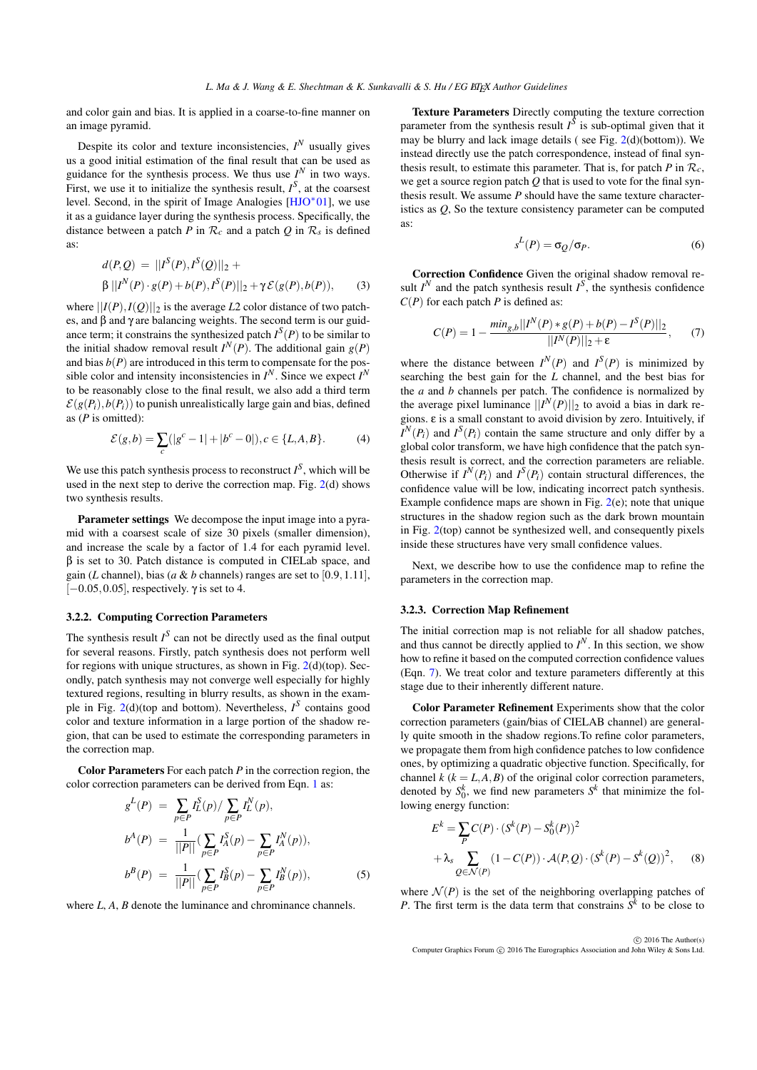and color gain and bias. It is applied in a coarse-to-fine manner on an image pyramid.

Despite its color and texture inconsistencies, $I^N$ usually gives us a good initial estimation of the final result that can be used as guidance for the synthesis process. We thus use $I^N$ in two ways. First, we use it to initialize the synthesis result, $I^S$, at the coarsest level. Second, in the spirit of Image Analogies [HJO*01], we use it as a guidance layer during the synthesis process. Specifically, the distance between a patch $P$ in $\mathcal{R}_c$ and a patch $Q$ in $\mathcal{R}_s$ is defined as:

$$
\begin{aligned}
d(P,Q) \; = \; & ||I^S(P), I^S(Q)||_2 + \\
\beta \, & ||I^N(P) \cdot g(P) + b(P), I^S(P)||_2 + \gamma \, \mathcal{E}(g(P), b(P)),
\end{aligned} \quad (3)
$$

where $||I(P), I(Q)||_2$ is the average $L2$ color distance of two patches, and $\beta$ and $\gamma$ are balancing weights. The second term is our guidance term; it constrains the synthesized patch $I^S(P)$ to be similar to the initial shadow removal result $I^N(P)$. The additional gain $g(P)$ and bias $b(P)$ are introduced in this term to compensate for the possible color and intensity inconsistencies in $I^N$. Since we expect $I^N$ to be reasonably close to the final result, we also add a third term $\mathcal{E}(g(P_i), b(P_i))$ to punish unrealistically large gain and bias, defined as ($P$ is omitted):

$$
\mathcal{E}(g,b) = \sum_c (|g^c - 1| + |b^c - 0|), c \in \{L, A, B\}. \quad (4)
$$

We use this patch synthesis process to reconstruct $I^S$, which will be used in the next step to derive the correction map. Fig. 2(d) shows two synthesis results.

**Parameter settings** We decompose the input image into a pyramid with a coarsest scale of size 30 pixels (smaller dimension), and increase the scale by a factor of 1.4 for each pyramid level. $\beta$ is set to 30. Patch distance is computed in CIELab space, and gain ($L$ channel), bias ($a$ & $b$ channels) ranges are set to $[0.9, 1.11]$, $[-0.05, 0.05]$, respectively. $\gamma$ is set to 4.

### 3.2.2. Computing Correction Parameters

The synthesis result $I^S$ can not be directly used as the final output for several reasons. Firstly, patch synthesis does not perform well for regions with unique structures, as shown in Fig. 2(d)(top). Secondly, patch synthesis may not converge well especially for highly textured regions, resulting in blurry results, as shown in the example in Fig. 2(d)(top and bottom). Nevertheless, $I^S$ contains good color and texture information in a large portion of the shadow region, that can be used to estimate the corresponding parameters in the correction map.

**Color Parameters** For each patch $P$ in the correction region, the color correction parameters can be derived from Eqn. 1 as:

$$
\begin{aligned}
g^L(P) \; &= \; \sum_{p \in P} I^S_L(p) / \sum_{p \in P} I^N_L(p), \\
b^A(P) \; &= \; \frac{1}{||P||} (\sum_{p \in P} I^S_A(p) - \sum_{p \in P} I^N_A(p)), \\
b^B(P) \; &= \; \frac{1}{||P||} (\sum_{p \in P} I^S_B(p) - \sum_{p \in P} I^N_B(p)),
\end{aligned} \quad (5)
$$

where $L$, $A$, $B$ denote the luminance and chrominance channels.

**Texture Parameters** Directly computing the texture correction parameter from the synthesis result $I^S$ is sub-optimal given that it may be blurry and lack image details ( see Fig. 2(d)(bottom)). We instead directly use the patch correspondence, instead of final synthesis result, to estimate this parameter. That is, for patch $P$ in $\mathcal{R}_c$, we get a source region patch $Q$ that is used to vote for the final synthesis result. We assume $P$ should have the same texture characteristics as $Q$, So the texture consistency parameter can be computed as:

$$
s^L(P) = \sigma_Q / \sigma_P. \quad (6)
$$

**Correction Confidence** Given the original shadow removal result $I^N$ and the patch synthesis result $I^S$, the synthesis confidence $C(P)$ for each patch $P$ is defined as:

$$
C(P) = 1 - \frac{min_{g,b} ||I^N(P) * g(P) + b(P) - I^S(P)||_2}{||I^N(P)||_2 + \varepsilon}, \quad (7)
$$

where the distance between $I^N(P)$ and $I^S(P)$ is minimized by searching the best gain for the $L$ channel, and the best bias for the $a$ and $b$ channels per patch. The confidence is normalized by the average pixel luminance $||I^N(P)||_2$ to avoid a bias in dark regions. $\varepsilon$ is a small constant to avoid division by zero. Intuitively, if $I^N(P_i)$ and $I^S(P_i)$ contain the same structure and only differ by a global color transform, we have high confidence that the patch synthesis result is correct, and the correction parameters are reliable. Otherwise if $I^N(P_i)$ and $I^S(P_i)$ contain structural differences, the confidence value will be low, indicating incorrect patch synthesis. Example confidence maps are shown in Fig. 2(e); note that unique structures in the shadow region such as the dark brown mountain in Fig. 2(top) cannot be synthesized well, and consequently pixels inside these structures have very small confidence values.

Next, we describe how to use the confidence map to refine the parameters in the correction map.

### 3.2.3. Correction Map Refinement

The initial correction map is not reliable for all shadow patches, and thus cannot be directly applied to $I^N$. In this section, we show how to refine it based on the computed correction confidence values (Eqn. 7). We treat color and texture parameters differently at this stage due to their inherently different nature.

**Color Parameter Refinement** Experiments show that the color correction parameters (gain/bias of CIELAB channel) are generally quite smooth in the shadow regions.To refine color parameters, we propagate them from high confidence patches to low confidence ones, by optimizing a quadratic objective function. Specifically, for channel $k$ ($k = L, A, B$) of the original color correction parameters, denoted by $S^k_0$, we find new parameters $S^k$ that minimize the following energy function:

$$
\begin{aligned}
E^k = & \sum_P C(P) \cdot (S^k(P) - S^k_0(P))^2 \\
& + \lambda_s \sum_{Q \in \mathcal{N}(P)} (1 - C(P)) \cdot \mathcal{A}(P,Q) \cdot (S^k(P) - S^k(Q))^2,
\end{aligned} \quad (8)
$$

where $\mathcal{N}(P)$ is the set of the neighboring overlapping patches of $P$. The first term is the data term that constrains $S^k$ to be close to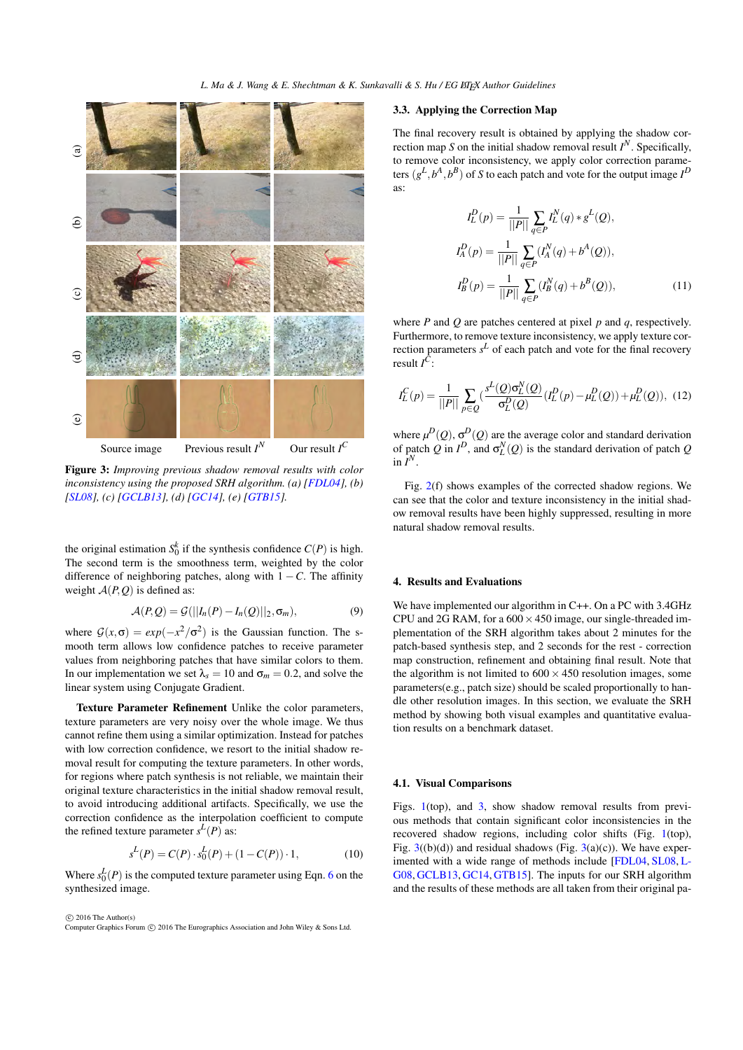Source image    Previous result $I^N$    Our result $I^C$

**Figure 3:** *Improving previous shadow removal results with color inconsistency using the proposed SRH algorithm. (a) [FDL04], (b) [SL08], (c) [GCLB13], (d) [GC14], (e) [GTB15].*

the original estimation $S_0^k$ if the synthesis confidence $C(P)$ is high. The second term is the smoothness term, weighted by the color difference of neighboring patches, along with $1-C$. The affinity weight $\mathcal{A}(P,Q)$ is defined as:

$$\mathcal{A}(P,Q) = \mathcal{G}(||I_n(P) - I_n(Q)||_2, \sigma_m), \quad (9)$$

where $\mathcal{G}(x,\sigma) = exp(-x^2/\sigma^2)$ is the Gaussian function. The smooth term allows low confidence patches to receive parameter values from neighboring patches that have similar colors to them. In our implementation we set $\lambda_s = 10$ and $\sigma_m = 0.2$, and solve the linear system using Conjugate Gradient.

**Texture Parameter Refinement** Unlike the color parameters, texture parameters are very noisy over the whole image. We thus cannot refine them using a similar optimization. Instead for patches with low correction confidence, we resort to the initial shadow removal result for computing the texture parameters. In other words, for regions where patch synthesis is not reliable, we maintain their original texture characteristics in the initial shadow removal result, to avoid introducing additional artifacts. Specifically, we use the correction confidence as the interpolation coefficient to compute the refined texture parameter $s^L(P)$ as:

$$s^L(P) = C(P) \cdot s_0^L(P) + (1 - C(P)) \cdot 1, \quad (10)$$

Where $s_0^L(P)$ is the computed texture parameter using Eqn. 6 on the synthesized image.

### 3.3. Applying the Correction Map

The final recovery result is obtained by applying the shadow correction map $S$ on the initial shadow removal result $I^N$. Specifically, to remove color inconsistency, we apply color correction parameters $(g^L, b^A, b^B)$ of $S$ to each patch and vote for the output image $I^D$ as:

$$I_L^D(p) = \frac{1}{||P||} \sum_{q \in P} I_L^N(q) * g^L(Q),$$
$$I_A^D(p) = \frac{1}{||P||} \sum_{q \in P} (I_A^N(q) + b^A(Q)),$$
$$I_B^D(p) = \frac{1}{||P||} \sum_{q \in P} (I_B^N(q) + b^B(Q)), \quad (11)$$

where $P$ and $Q$ are patches centered at pixel $p$ and $q$, respectively. Furthermore, to remove texture inconsistency, we apply texture correction parameters $s^L$ of each patch and vote for the final recovery result $I^C$:

$$I_L^C(p) = \frac{1}{||P||} \sum_{p \in Q} \left(\frac{s^L(Q)\sigma_L^N(Q)}{\sigma_L^D(Q)}(I_L^D(p) - \mu_L^D(Q)) + \mu_L^D(Q)\right), \quad (12)$$

where $\mu^D(Q)$, $\sigma^D(Q)$ are the average color and standard derivation of patch $Q$ in $I^D$, and $\sigma_L^N(Q)$ is the standard derivation of patch $Q$ in $I^N$.

Fig. 2(f) shows examples of the corrected shadow regions. We can see that the color and texture inconsistency in the initial shadow removal results have been highly suppressed, resulting in more natural shadow removal results.

## 4. Results and Evaluations

We have implemented our algorithm in C++. On a PC with 3.4GHz CPU and 2G RAM, for a $600 \times 450$ image, our single-threaded implementation of the SRH algorithm takes about 2 minutes for the patch-based synthesis step, and 2 seconds for the rest - correction map construction, refinement and obtaining final result. Note that the algorithm is not limited to $600 \times 450$ resolution images, some parameters(e.g., patch size) should be scaled proportionally to handle other resolution images. In this section, we evaluate the SRH method by showing both visual examples and quantitative evaluation results on a benchmark dataset.

### 4.1. Visual Comparisons

Figs. 1(top), and 3, show shadow removal results from previous methods that contain significant color inconsistencies in the recovered shadow regions, including color shifts (Fig. 1(top), Fig. 3((b)(d)) and residual shadows (Fig. 3(a)(c)). We have experimented with a wide range of methods include [FDL04, SL08, LG08, GCLB13, GC14, GTB15]. The inputs for our SRH algorithm and the results of these methods are all taken from their original pa-

© 2016 The Author(s)
Computer Graphics Forum © 2016 The Eurographics Association and John Wiley & Sons Ltd.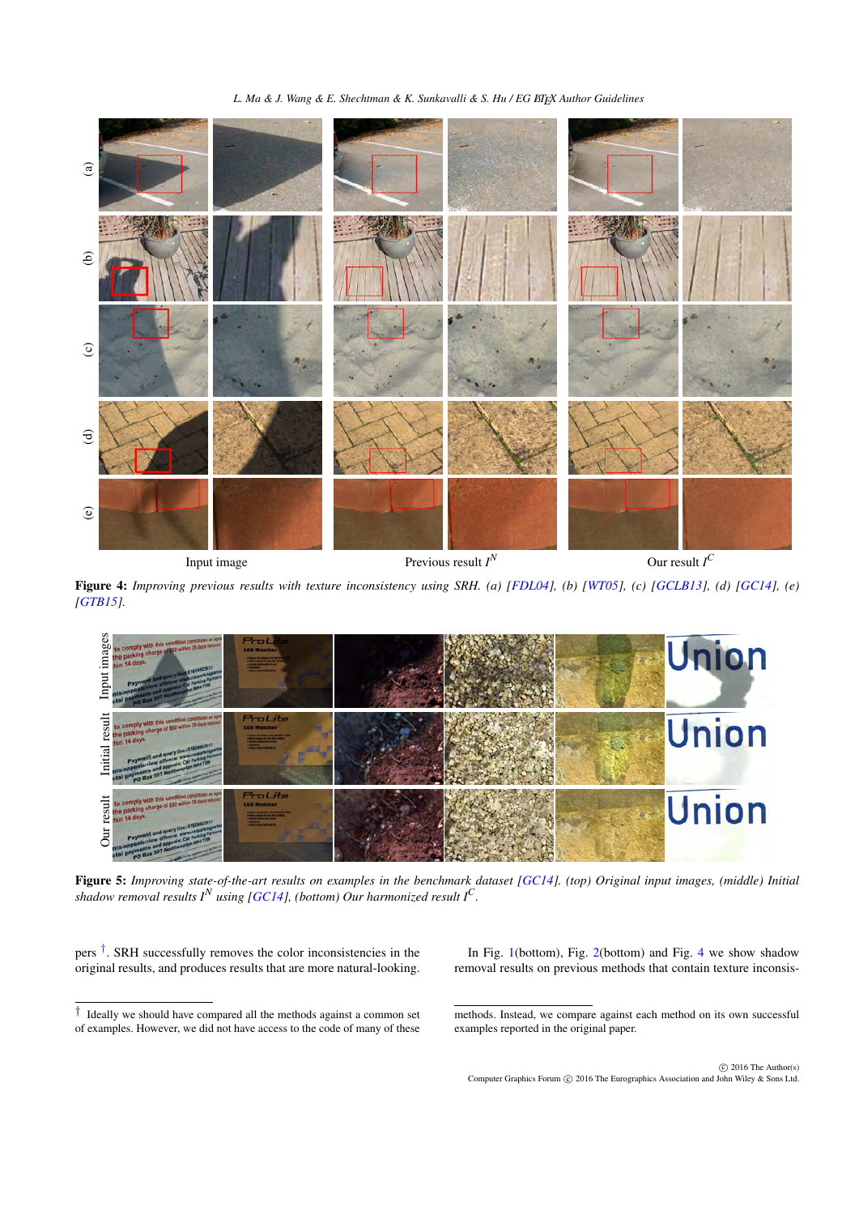Input image Previous result $I^N$ Our result $I^C$

**Figure 4:** *Improving previous results with texture inconsistency using SRH. (a) [FDL04], (b) [WT05], (c) [GCLB13], (d) [GC14], (e) [GTB15].*

**Figure 5:** *Improving state-of-the-art results on examples in the benchmark dataset [GC14]. (top) Original input images, (middle) Initial shadow removal results $I^N$ using [GC14], (bottom) Our harmonized result $I^C$.*

pers [†]. SRH successfully removes the color inconsistencies in the original results, and produces results that are more natural-looking.

In Fig. 1(bottom), Fig. 2(bottom) and Fig. 4 we show shadow removal results on previous methods that contain texture inconsis-

[†] Ideally we should have compared all the methods against a common set of examples. However, we did not have access to the code of many of these methods. Instead, we compare against each method on its own successful examples reported in the original paper.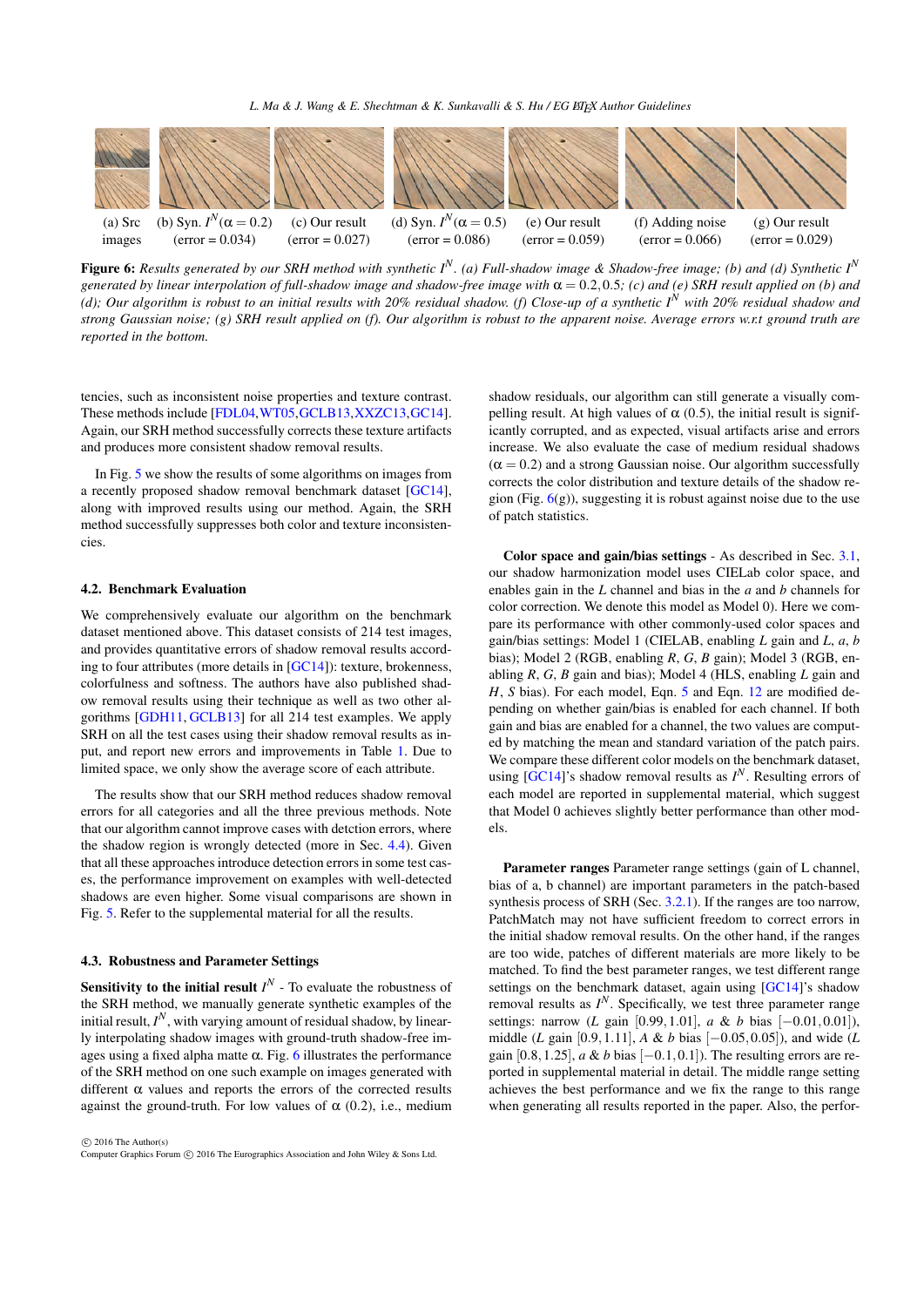(a) Src images | (b) Syn. $I^N(\alpha = 0.2)$ (error = 0.034) | (c) Our result (error = 0.027) | (d) Syn. $I^N(\alpha = 0.5)$ (error = 0.086) | (e) Our result (error = 0.059) | (f) Adding noise (error = 0.066) | (g) Our result (error = 0.029)

**Figure 6:** *Results generated by our SRH method with synthetic $I^N$. (a) Full-shadow image & Shadow-free image; (b) and (d) Synthetic $I^N$ generated by linear interpolation of full-shadow image and shadow-free image with $\alpha = 0.2, 0.5$; (c) and (e) SRH result applied on (b) and (d); Our algorithm is robust to an initial results with 20% residual shadow. (f) Close-up of a synthetic $I^N$ with 20% residual shadow and strong Gaussian noise; (g) SRH result applied on (f). Our algorithm is robust to the apparent noise. Average errors w.r.t ground truth are reported in the bottom.*

tencies, such as inconsistent noise properties and texture contrast. These methods include [FDL04, WT05, GCLB13, XXZC13, GC14]. Again, our SRH method successfully corrects these texture artifacts and produces more consistent shadow removal results.

In Fig. 5 we show the results of some algorithms on images from a recently proposed shadow removal benchmark dataset [GC14], along with improved results using our method. Again, the SRH method successfully suppresses both color and texture inconsistencies.

### 4.2. Benchmark Evaluation

We comprehensively evaluate our algorithm on the benchmark dataset mentioned above. This dataset consists of 214 test images, and provides quantitative errors of shadow removal results according to four attributes (more details in [GC14]): texture, brokenness, colorfulness and softness. The authors have also published shadow removal results using their technique as well as two other algorithms [GDH11, GCLB13] for all 214 test examples. We apply SRH on all the test cases using their shadow removal results as input, and report new errors and improvements in Table 1. Due to limited space, we only show the average score of each attribute.

The results show that our SRH method reduces shadow removal errors for all categories and all the three previous methods. Note that our algorithm cannot improve cases with detction errors, where the shadow region is wrongly detected (more in Sec. 4.4). Given that all these approaches introduce detection errors in some test cases, the performance improvement on examples with well-detected shadows are even higher. Some visual comparisons are shown in Fig. 5. Refer to the supplemental material for all the results.

### 4.3. Robustness and Parameter Settings

**Sensitivity to the initial result $I^N$** - To evaluate the robustness of the SRH method, we manually generate synthetic examples of the initial result, $I^N$, with varying amount of residual shadow, by linearly interpolating shadow images with ground-truth shadow-free images using a fixed alpha matte $\alpha$. Fig. 6 illustrates the performance of the SRH method on one such example on images generated with different $\alpha$ values and reports the errors of the corrected results against the ground-truth. For low values of $\alpha$ (0.2), i.e., medium shadow residuals, our algorithm can still generate a visually compelling result. At high values of $\alpha$ (0.5), the initial result is significantly corrupted, and as expected, visual artifacts arise and errors increase. We also evaluate the case of medium residual shadows ($\alpha = 0.2$) and a strong Gaussian noise. Our algorithm successfully corrects the color distribution and texture details of the shadow region (Fig. 6(g)), suggesting it is robust against noise due to the use of patch statistics.

**Color space and gain/bias settings** - As described in Sec. 3.1, our shadow harmonization model uses CIELab color space, and enables gain in the $L$ channel and bias in the $a$ and $b$ channels for color correction. We denote this model as Model 0). Here we compare its performance with other commonly-used color spaces and gain/bias settings: Model 1 (CIELAB, enabling $L$ gain and $L$, $a$, $b$ bias); Model 2 (RGB, enabling $R$, $G$, $B$ gain); Model 3 (RGB, enabling $R$, $G$, $B$ gain and bias); Model 4 (HLS, enabling $L$ gain and $H$, $S$ bias). For each model, Eqn. 5 and Eqn. 12 are modified depending on whether gain/bias is enabled for each channel. If both gain and bias are enabled for a channel, the two values are computed by matching the mean and standard variation of the patch pairs. We compare these different color models on the benchmark dataset, using [GC14]'s shadow removal results as $I^N$. Resulting errors of each model are reported in supplemental material, which suggest that Model 0 achieves slightly better performance than other models.

**Parameter ranges** Parameter range settings (gain of L channel, bias of a, b channel) are important parameters in the patch-based synthesis process of SRH (Sec. 3.2.1). If the ranges are too narrow, PatchMatch may not have sufficient freedom to correct errors in the initial shadow removal results. On the other hand, if the ranges are too wide, patches of different materials are more likely to be matched. To find the best parameter ranges, we test different range settings on the benchmark dataset, again using [GC14]'s shadow removal results as $I^N$. Specifically, we test three parameter range settings: narrow ($L$ gain $[0.99, 1.01]$, $a$ & $b$ bias $[-0.01, 0.01]$), middle ($L$ gain $[0.9, 1.11]$, $A$ & $b$ bias $[-0.05, 0.05]$), and wide ($L$ gain $[0.8, 1.25]$, $a$ & $b$ bias $[-0.1, 0.1]$). The resulting errors are reported in supplemental material in detail. The middle range setting achieves the best performance and we fix the range to this range when generating all results reported in the paper. Also, the perfor-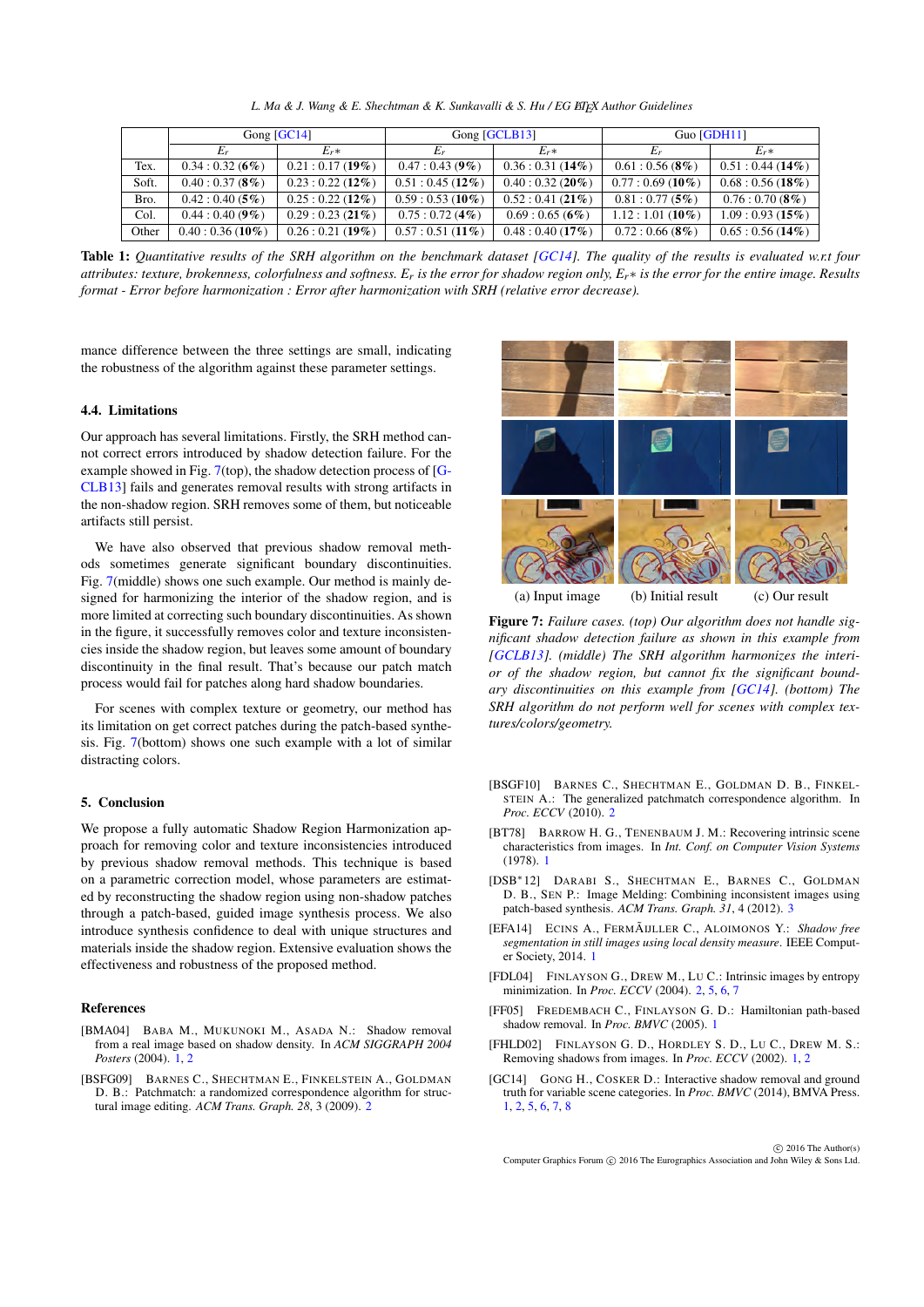| | Gong [GC14] | | Gong [GCLB13] | | Guo [GDH11] | |
|---|---|---|---|---|---|---|
| | $E_r$ | $E_r*$ | $E_r$ | $E_r*$ | $E_r$ | $E_r*$ |
| Tex. | 0.34 : 0.32 (**6%**) | 0.21 : 0.17 (**19%**) | 0.47 : 0.43 (**9%**) | 0.36 : 0.31 (**14%**) | 0.61 : 0.56 (**8%**) | 0.51 : 0.44 (**14%**) |
| Soft. | 0.40 : 0.37 (**8%**) | 0.23 : 0.22 (**12%**) | 0.51 : 0.45 (**12%**) | 0.40 : 0.32 (**20%**) | 0.77 : 0.69 (**10%**) | 0.68 : 0.56 (**18%**) |
| Bro. | 0.42 : 0.40 (**5%**) | 0.25 : 0.22 (**12%**) | 0.59 : 0.53 (**10%**) | 0.52 : 0.41 (**21%**) | 0.81 : 0.77 (**5%**) | 0.76 : 0.70 (**8%**) |
| Col. | 0.44 : 0.40 (**9%**) | 0.29 : 0.23 (**21%**) | 0.75 : 0.72 (**4%**) | 0.69 : 0.65 (**6%**) | 1.12 : 1.01 (**10%**) | 1.09 : 0.93 (**15%**) |
| Other | 0.40 : 0.36 (**10%**) | 0.26 : 0.21 (**19%**) | 0.57 : 0.51 (**11%**) | 0.48 : 0.40 (**17%**) | 0.72 : 0.66 (**8%**) | 0.65 : 0.56 (**14%**) |

**Table 1:** *Quantitative results of the SRH algorithm on the benchmark dataset [GC14]. The quality of the results is evaluated w.r.t four attributes: texture, brokenness, colorfulness and softness. $E_r$ is the error for shadow region only, $E_r*$ is the error for the entire image. Results format - Error before harmonization : Error after harmonization with SRH (relative error decrease).*

mance difference between the three settings are small, indicating the robustness of the algorithm against these parameter settings.

### 4.4. Limitations

Our approach has several limitations. Firstly, the SRH method cannot correct errors introduced by shadow detection failure. For the example showed in Fig. 7(top), the shadow detection process of [GCLB13] fails and generates removal results with strong artifacts in the non-shadow region. SRH removes some of them, but noticeable artifacts still persist.

We have also observed that previous shadow removal methods sometimes generate significant boundary discontinuities. Fig. 7(middle) shows one such example. Our method is mainly designed for harmonizing the interior of the shadow region, and is more limited at correcting such boundary discontinuities. As shown in the figure, it successfully removes color and texture inconsistencies inside the shadow region, but leaves some amount of boundary discontinuity in the final result. That's because our patch match process would fail for patches along hard shadow boundaries.

For scenes with complex texture or geometry, our method has its limitation on get correct patches during the patch-based synthesis. Fig. 7(bottom) shows one such example with a lot of similar distracting colors.

(a) Input image (b) Initial result (c) Our result

**Figure 7:** *Failure cases. (top) Our algorithm does not handle significant shadow detection failure as shown in this example from [GCLB13]. (middle) The SRH algorithm harmonizes the interior of the shadow region, but cannot fix the significant boundary discontinuities on this example from [GC14]. (bottom) The SRH algorithm do not perform well for scenes with complex textures/colors/geometry.*

## 5. Conclusion

We propose a fully automatic Shadow Region Harmonization approach for removing color and texture inconsistencies introduced by previous shadow removal methods. This technique is based on a parametric correction model, whose parameters are estimated by reconstructing the shadow region using non-shadow patches through a patch-based, guided image synthesis process. We also introduce synthesis confidence to deal with unique structures and materials inside the shadow region. Extensive evaluation shows the effectiveness and robustness of the proposed method.

## References

[BMA04] Baba M., Mukunoki M., Asada N.: Shadow removal from a real image based on shadow density. In *ACM SIGGRAPH 2004 Posters* (2004). 1, 2

[BSFG09] Barnes C., Shechtman E., Finkelstein A., Goldman D. B.: Patchmatch: a randomized correspondence algorithm for structural image editing. *ACM Trans. Graph. 28*, 3 (2009). 2

[BSGF10] Barnes C., Shechtman E., Goldman D. B., Finkelstein A.: The generalized patchmatch correspondence algorithm. In *Proc. ECCV* (2010). 2

[BT78] Barrow H. G., Tenenbaum J. M.: Recovering intrinsic scene characteristics from images. In *Int. Conf. on Computer Vision Systems* (1978). 1

[DSB*12] Darabi S., Shechtman E., Barnes C., Goldman D. B., Sen P.: Image Melding: Combining inconsistent images using patch-based synthesis. *ACM Trans. Graph. 31*, 4 (2012). 3

[EFA14] Ecins A., FermÃijller C., Aloimonos Y.: *Shadow free segmentation in still images using local density measure*. IEEE Computer Society, 2014. 1

[FDL04] Finlayson G., Drew M., Lu C.: Intrinsic images by entropy minimization. In *Proc. ECCV* (2004). 2, 5, 6, 7

[FF05] Fredembach C., Finlayson G. D.: Hamiltonian path-based shadow removal. In *Proc. BMVC* (2005). 1

[FHLD02] Finlayson G. D., Hordley S. D., Lu C., Drew M. S.: Removing shadows from images. In *Proc. ECCV* (2002). 1, 2

[GC14] Gong H., Cosker D.: Interactive shadow removal and ground truth for variable scene categories. In *Proc. BMVC* (2014), BMVA Press. 1, 2, 5, 6, 7, 8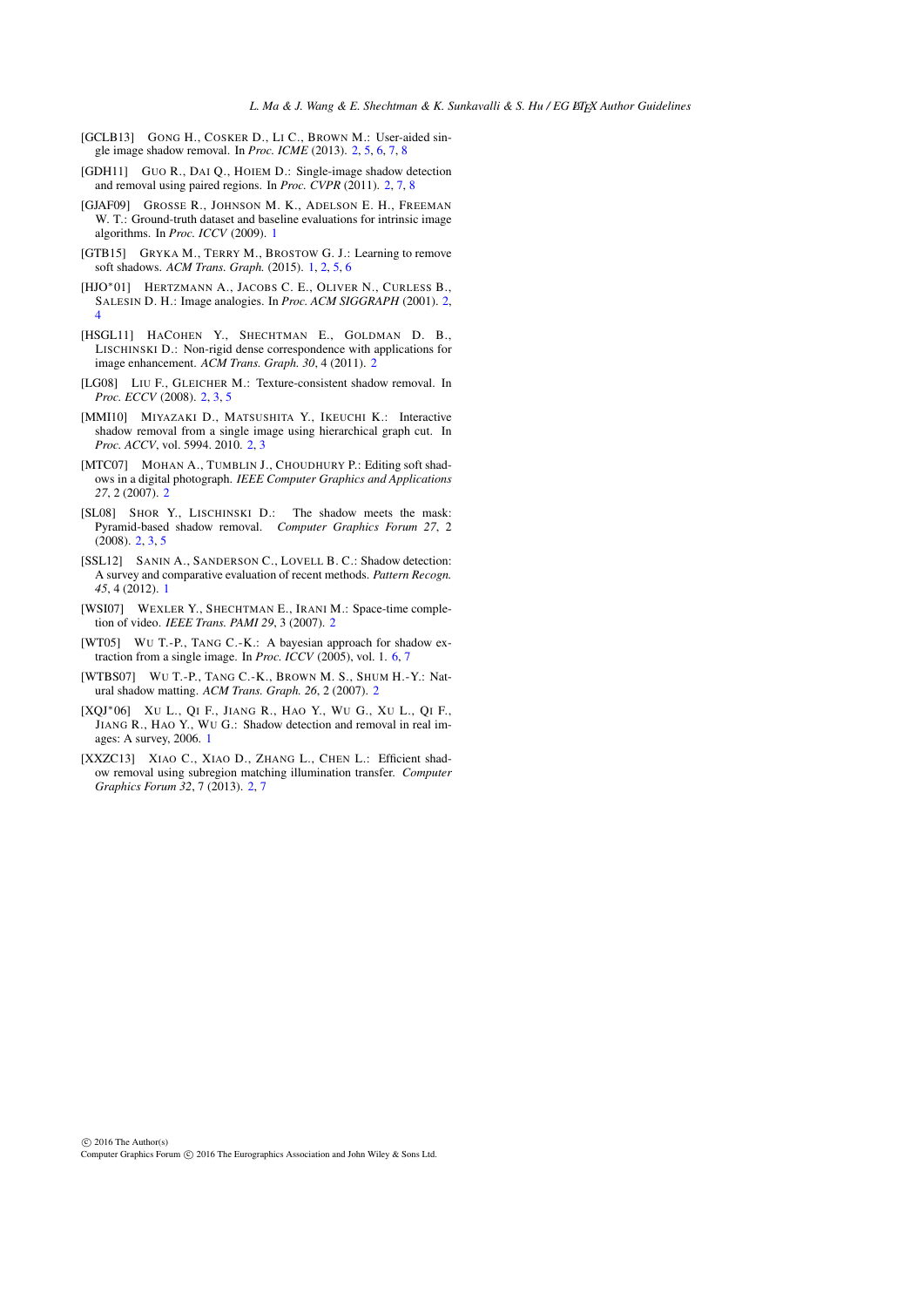[GCLB13] GONG H., COSKER D., LI C., BROWN M.: User-aided single image shadow removal. In *Proc. ICME* (2013). 2, 5, 6, 7, 8

[GDH11] GUO R., DAI Q., HOIEM D.: Single-image shadow detection and removal using paired regions. In *Proc. CVPR* (2011). 2, 7, 8

[GJAF09] GROSSE R., JOHNSON M. K., ADELSON E. H., FREEMAN W. T.: Ground-truth dataset and baseline evaluations for intrinsic image algorithms. In *Proc. ICCV* (2009). 1

[GTB15] GRYKA M., TERRY M., BROSTOW G. J.: Learning to remove soft shadows. *ACM Trans. Graph.* (2015). 1, 2, 5, 6

[HJO*01] HERTZMANN A., JACOBS C. E., OLIVER N., CURLESS B., SALESIN D. H.: Image analogies. In *Proc. ACM SIGGRAPH* (2001). 2, 4

[HSGL11] HACOHEN Y., SHECHTMAN E., GOLDMAN D. B., LISCHINSKI D.: Non-rigid dense correspondence with applications for image enhancement. *ACM Trans. Graph. 30*, 4 (2011). 2

[LG08] LIU F., GLEICHER M.: Texture-consistent shadow removal. In *Proc. ECCV* (2008). 2, 3, 5

[MMI10] MIYAZAKI D., MATSUSHITA Y., IKEUCHI K.: Interactive shadow removal from a single image using hierarchical graph cut. In *Proc. ACCV*, vol. 5994. 2010. 2, 3

[MTC07] MOHAN A., TUMBLIN J., CHOUDHURY P.: Editing soft shadows in a digital photograph. *IEEE Computer Graphics and Applications 27*, 2 (2007). 2

[SL08] SHOR Y., LISCHINSKI D.: The shadow meets the mask: Pyramid-based shadow removal. *Computer Graphics Forum 27*, 2 (2008). 2, 3, 5

[SSL12] SANIN A., SANDERSON C., LOVELL B. C.: Shadow detection: A survey and comparative evaluation of recent methods. *Pattern Recogn. 45*, 4 (2012). 1

[WSI07] WEXLER Y., SHECHTMAN E., IRANI M.: Space-time completion of video. *IEEE Trans. PAMI 29*, 3 (2007). 2

[WT05] WU T.-P., TANG C.-K.: A bayesian approach for shadow extraction from a single image. In *Proc. ICCV* (2005), vol. 1. 6, 7

[WTBS07] WU T.-P., TANG C.-K., BROWN M. S., SHUM H.-Y.: Natural shadow matting. *ACM Trans. Graph. 26*, 2 (2007). 2

[XQJ*06] XU L., QI F., JIANG R., HAO Y., WU G., XU L., QI F., JIANG R., HAO Y., WU G.: Shadow detection and removal in real images: A survey, 2006. 1

[XXZC13] XIAO C., XIAO D., ZHANG L., CHEN L.: Efficient shadow removal using subregion matching illumination transfer. *Computer Graphics Forum 32*, 7 (2013). 2, 7